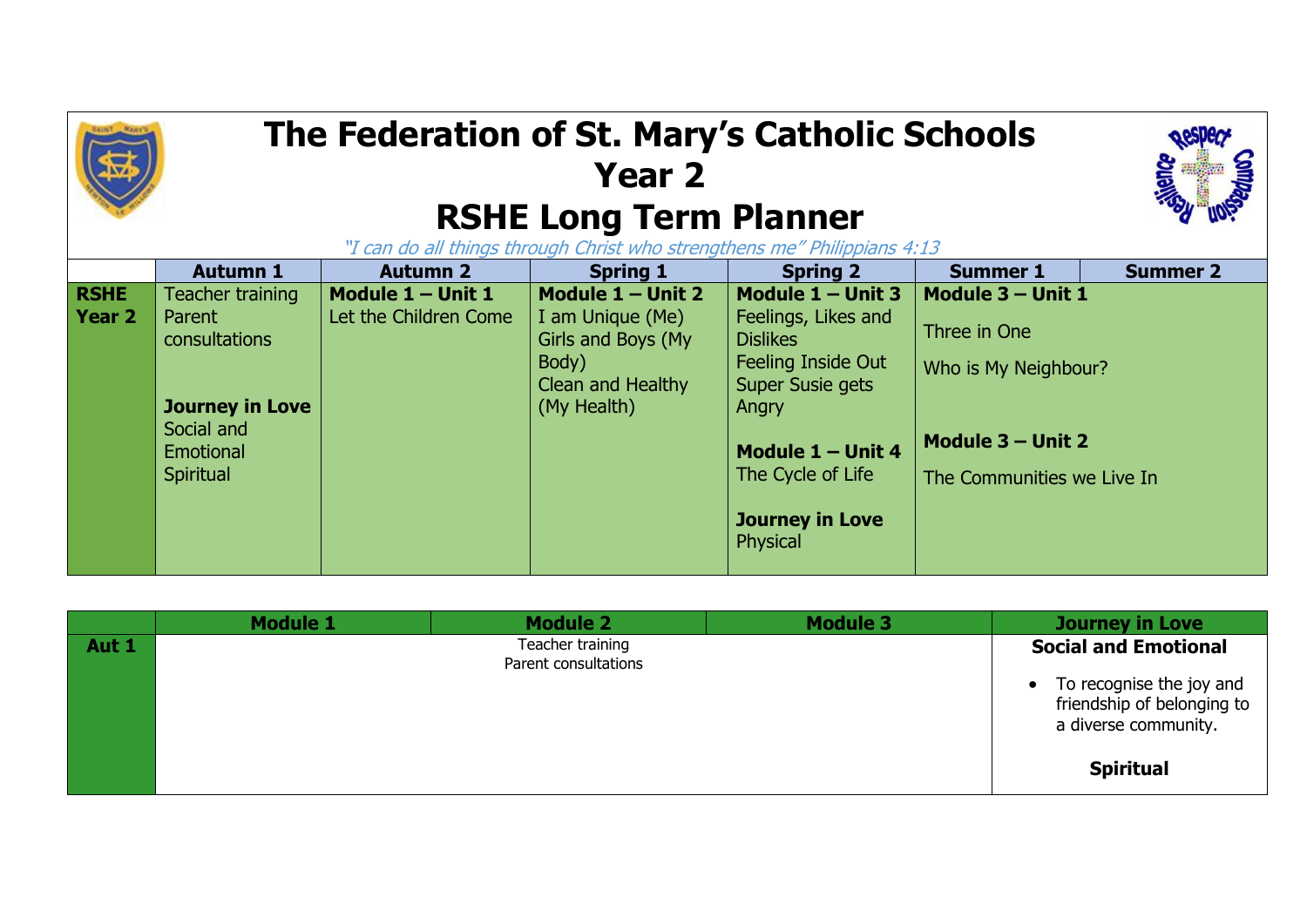# The Federation of St. Mary's Catholic Schools
# Year 2
# RSHE Long Term Planner

*"I can do all things through Christ who strengthens me" Philippians 4:13*

| | Autumn 1 | Autumn 2 | Spring 1 | Spring 2 | Summer 1 | Summer 2 |
|---|---|---|---|---|---|---|
| **RSHE Year 2** | Teacher training<br>Parent consultations<br><br>**Journey in Love**<br>Social and Emotional<br>Spiritual | **Module 1 – Unit 1**<br>Let the Children Come | **Module 1 – Unit 2**<br>I am Unique (Me)<br>Girls and Boys (My Body)<br>Clean and Healthy (My Health) | **Module 1 – Unit 3**<br>Feelings, Likes and Dislikes<br>Feeling Inside Out<br>Super Susie gets Angry<br><br>**Module 1 – Unit 4**<br>The Cycle of Life<br><br>**Journey in Love**<br>Physical | **Module 3 – Unit 1**<br>Three in One<br>Who is My Neighbour?<br><br>**Module 3 – Unit 2**<br>The Communities we Live In | |

| | Module 1 | Module 2 | Module 3 | Journey in Love |
|---|---|---|---|---|
| **Aut 1** | | Teacher training<br>Parent consultations | | **Social and Emotional**<br>• To recognise the joy and friendship of belonging to a diverse community.<br><br>**Spiritual** |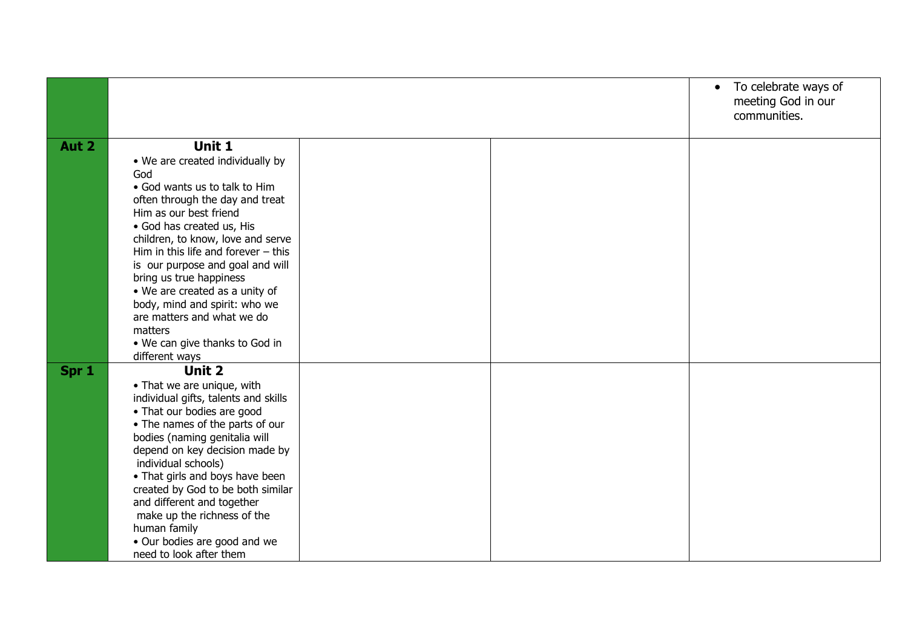| | | | | |
|---|---|---|---|---|
| | | | | • To celebrate ways of meeting God in our communities. |
| **Aut 2** | **Unit 1**<br>• We are created individually by God<br>• God wants us to talk to Him often through the day and treat Him as our best friend<br>• God has created us, His children, to know, love and serve Him in this life and forever – this is our purpose and goal and will bring us true happiness<br>• We are created as a unity of body, mind and spirit: who we are matters and what we do matters<br>• We can give thanks to God in different ways | | | |
| **Spr 1** | **Unit 2**<br>• That we are unique, with individual gifts, talents and skills<br>• That our bodies are good<br>• The names of the parts of our bodies (naming genitalia will depend on key decision made by individual schools)<br>• That girls and boys have been created by God to be both similar and different and together make up the richness of the human family<br>• Our bodies are good and we need to look after them | | | |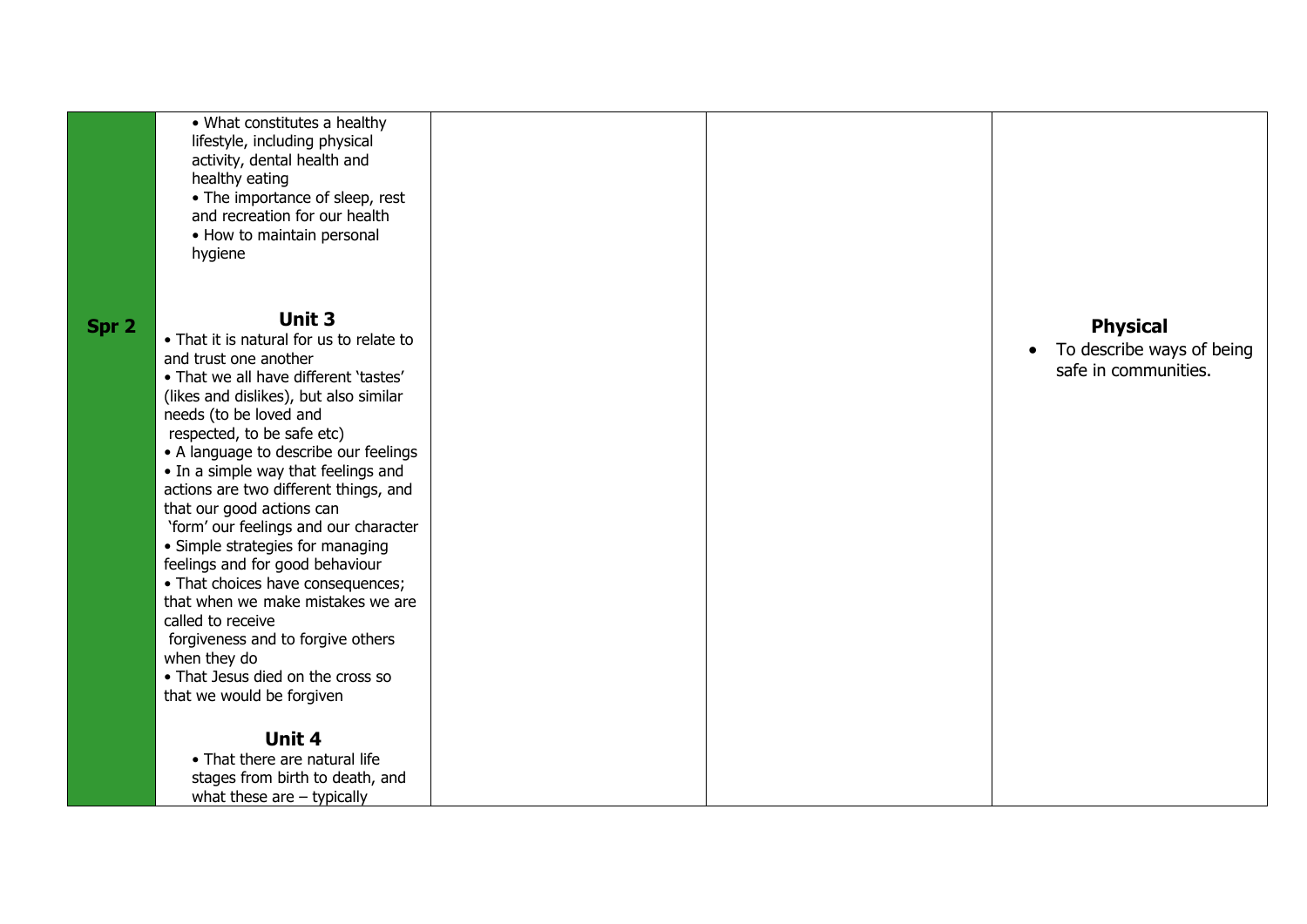| | | | | |
|---|---|---|---|---|
| **Spr 2** | • What constitutes a healthy lifestyle, including physical activity, dental health and healthy eating<br>• The importance of sleep, rest and recreation for our health<br>• How to maintain personal hygiene<br><br>**Unit 3**<br>• That it is natural for us to relate to and trust one another<br>• That we all have different 'tastes' (likes and dislikes), but also similar needs (to be loved and respected, to be safe etc)<br>• A language to describe our feelings<br>• In a simple way that feelings and actions are two different things, and that our good actions can 'form' our feelings and our character<br>• Simple strategies for managing feelings and for good behaviour<br>• That choices have consequences; that when we make mistakes we are called to receive forgiveness and to forgive others when they do<br>• That Jesus died on the cross so that we would be forgiven<br><br>**Unit 4**<br>• That there are natural life stages from birth to death, and what these are – typically | | | **Physical**<br>• To describe ways of being safe in communities. |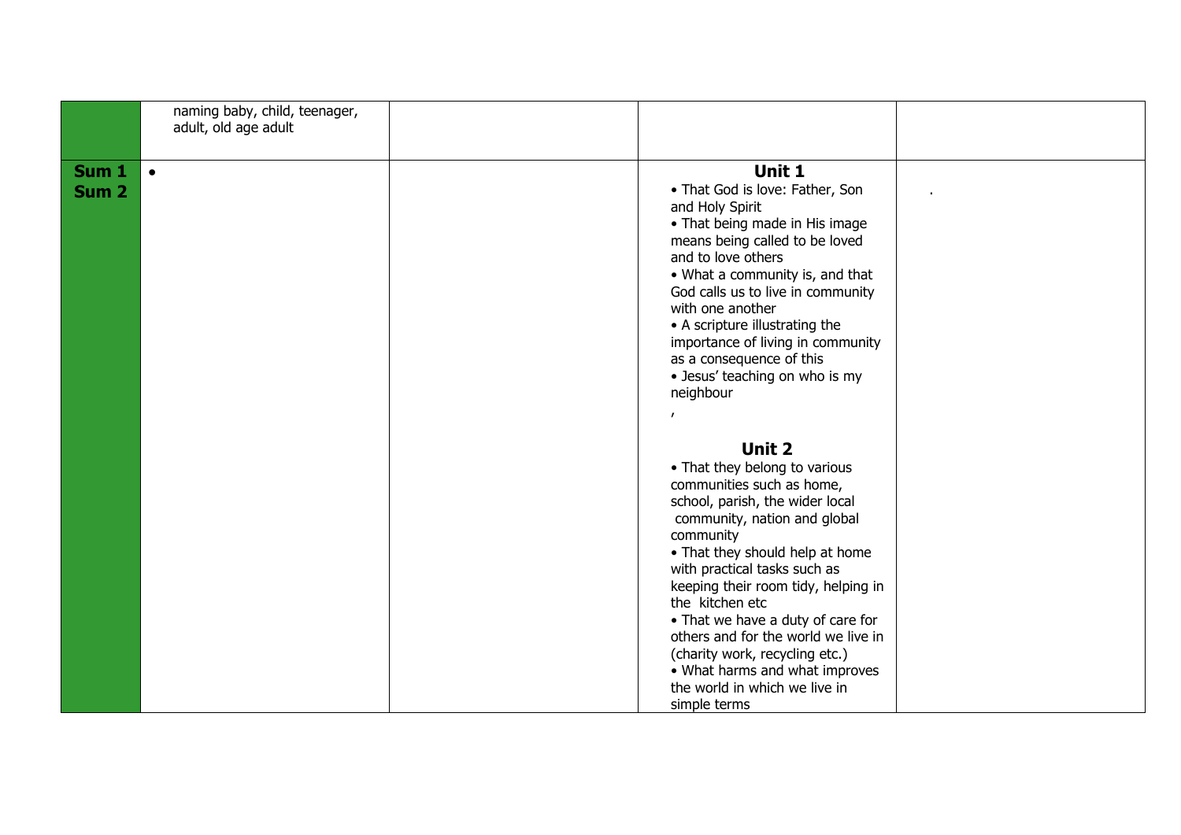| | | | | |
|---|---|---|---|---|
| | naming baby, child, teenager, adult, old age adult | | | |
| **Sum 1** **Sum 2** | • | | **Unit 1**<br>• That God is love: Father, Son and Holy Spirit<br>• That being made in His image means being called to be loved and to love others<br>• What a community is, and that God calls us to live in community with one another<br>• A scripture illustrating the importance of living in community as a consequence of this<br>• Jesus' teaching on who is my neighbour<br>,<br><br>**Unit 2**<br>• That they belong to various communities such as home, school, parish, the wider local community, nation and global community<br>• That they should help at home with practical tasks such as keeping their room tidy, helping in the kitchen etc<br>• That we have a duty of care for others and for the world we live in (charity work, recycling etc.)<br>• What harms and what improves the world in which we live in simple terms | . |